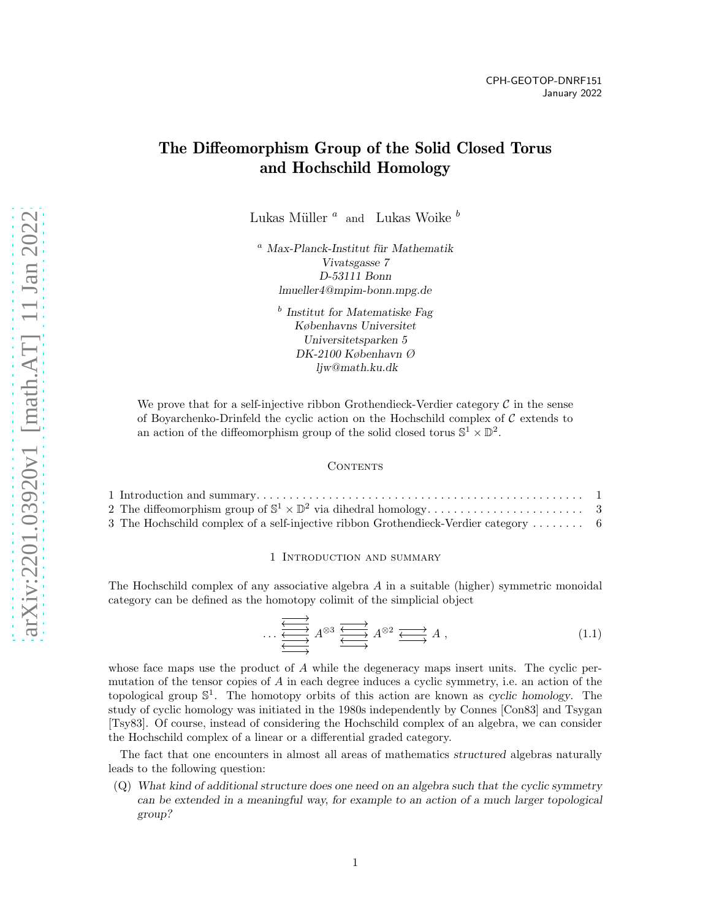CPH-GEOTOP-DNRF151
January 2022

# The Diffeomorphism Group of the Solid Closed Torus and Hochschild Homology

Lukas Müller [a] and Lukas Woike [b]

[a] *Max-Planck-Institut für Mathematik*
*Vivatsgasse 7*
*D-53111 Bonn*
*lmueller4@mpim-bonn.mpg.de*

[b] *Institut for Matematiske Fag*
*Københavns Universitet*
*Universitetsparken 5*
*DK-2100 København Ø*
*ljw@math.ku.dk*

We prove that for a self-injective ribbon Grothendieck-Verdier category $\mathcal{C}$ in the sense of Boyarchenko-Drinfeld the cyclic action on the Hochschild complex of $\mathcal{C}$ extends to an action of the diffeomorphism group of the solid closed torus $\mathbb{S}^1 \times \mathbb{D}^2$.

Contents

1 Introduction and summary . . . 1
2 The diffeomorphism group of $\mathbb{S}^1 \times \mathbb{D}^2$ via dihedral homology . . . 3
3 The Hochschild complex of a self-injective ribbon Grothendieck-Verdier category . . . 6

## 1 Introduction and summary

The Hochschild complex of any associative algebra $A$ in a suitable (higher) symmetric monoidal category can be defined as the homotopy colimit of the simplicial object

$$\ldots \quad A^{\otimes 3} \rightleftarrows A^{\otimes 2} \rightleftarrows A \ , \tag{1.1}$$

whose face maps use the product of $A$ while the degeneracy maps insert units. The cyclic permutation of the tensor copies of $A$ in each degree induces a cyclic symmetry, i.e. an action of the topological group $\mathbb{S}^1$. The homotopy orbits of this action are known as *cyclic homology*. The study of cyclic homology was initiated in the 1980s independently by Connes [Con83] and Tsygan [Tsy83]. Of course, instead of considering the Hochschild complex of an algebra, we can consider the Hochschild complex of a linear or a differential graded category.

The fact that one encounters in almost all areas of mathematics *structured* algebras naturally leads to the following question:

(Q) *What kind of additional structure does one need on an algebra such that the cyclic symmetry can be extended in a meaningful way, for example to an action of a much larger topological group?*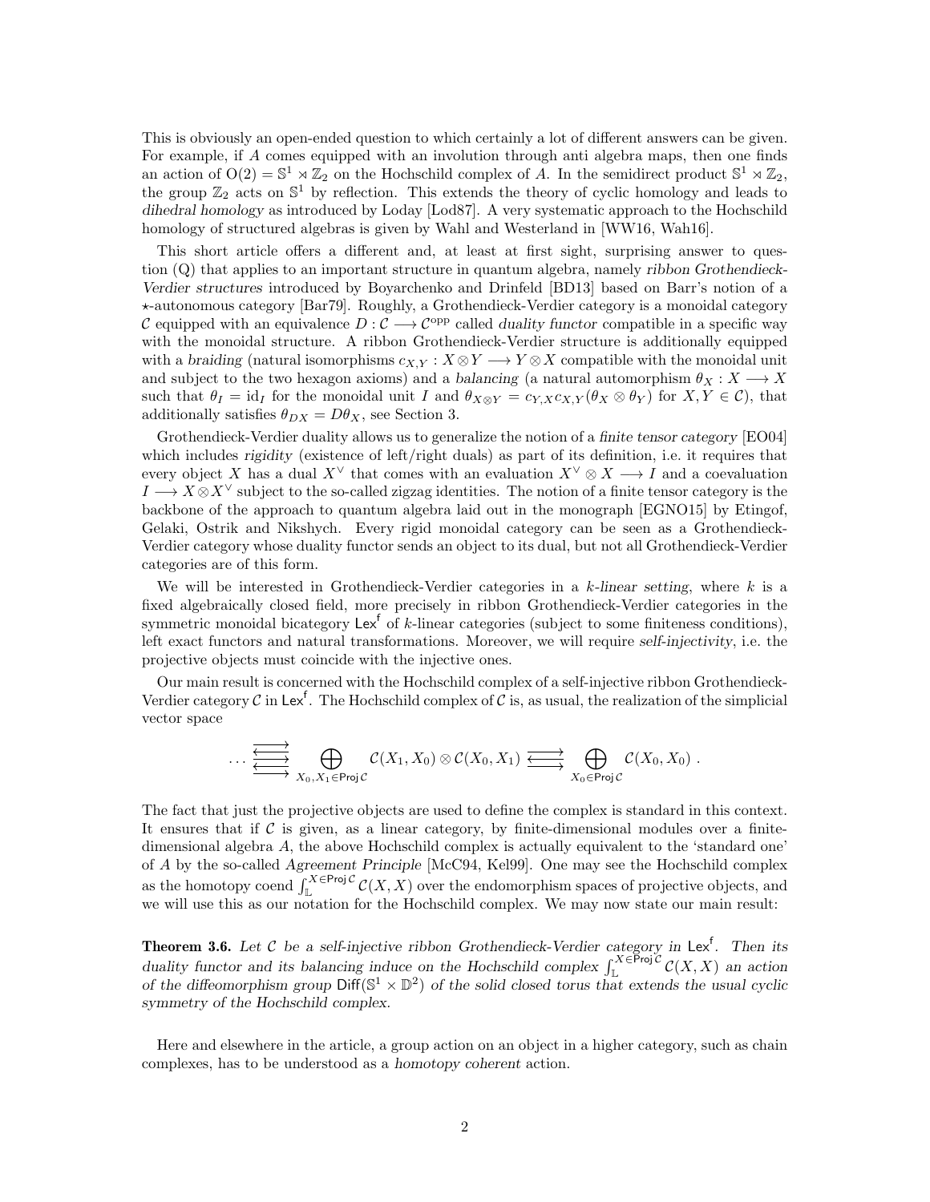This is obviously an open-ended question to which certainly a lot of different answers can be given. For example, if $A$ comes equipped with an involution through anti algebra maps, then one finds an action of $\mathrm{O}(2) = \mathbb{S}^1 \rtimes \mathbb{Z}_2$ on the Hochschild complex of $A$. In the semidirect product $\mathbb{S}^1 \rtimes \mathbb{Z}_2$, the group $\mathbb{Z}_2$ acts on $\mathbb{S}^1$ by reflection. This extends the theory of cyclic homology and leads to *dihedral homology* as introduced by Loday [Lod87]. A very systematic approach to the Hochschild homology of structured algebras is given by Wahl and Westerland in [WW16, Wah16].

This short article offers a different and, at least at first sight, surprising answer to question (Q) that applies to an important structure in quantum algebra, namely *ribbon Grothendieck-Verdier structures* introduced by Boyarchenko and Drinfeld [BD13] based on Barr's notion of a $\star$-autonomous category [Bar79]. Roughly, a Grothendieck-Verdier category is a monoidal category $\mathcal{C}$ equipped with an equivalence $D : \mathcal{C} \longrightarrow \mathcal{C}^{\mathrm{opp}}$ called *duality functor* compatible in a specific way with the monoidal structure. A ribbon Grothendieck-Verdier structure is additionally equipped with a *braiding* (natural isomorphisms $c_{X,Y} : X \otimes Y \longrightarrow Y \otimes X$ compatible with the monoidal unit and subject to the two hexagon axioms) and a *balancing* (a natural automorphism $\theta_X : X \longrightarrow X$ such that $\theta_I = \mathrm{id}_I$ for the monoidal unit $I$ and $\theta_{X \otimes Y} = c_{Y,X} c_{X,Y} (\theta_X \otimes \theta_Y)$ for $X, Y \in \mathcal{C}$), that additionally satisfies $\theta_{DX} = D\theta_X$, see Section 3.

Grothendieck-Verdier duality allows us to generalize the notion of a *finite tensor category* [EO04] which includes *rigidity* (existence of left/right duals) as part of its definition, i.e. it requires that every object $X$ has a dual $X^\vee$ that comes with an evaluation $X^\vee \otimes X \longrightarrow I$ and a coevaluation $I \longrightarrow X \otimes X^\vee$ subject to the so-called zigzag identities. The notion of a finite tensor category is the backbone of the approach to quantum algebra laid out in the monograph [EGNO15] by Etingof, Gelaki, Ostrik and Nikshych. Every rigid monoidal category can be seen as a Grothendieck-Verdier category whose duality functor sends an object to its dual, but not all Grothendieck-Verdier categories are of this form.

We will be interested in Grothendieck-Verdier categories in a *$k$-linear setting*, where $k$ is a fixed algebraically closed field, more precisely in ribbon Grothendieck-Verdier categories in the symmetric monoidal bicategory $\mathsf{Lex}^{\mathsf{f}}$ of $k$-linear categories (subject to some finiteness conditions), left exact functors and natural transformations. Moreover, we will require *self-injectivity*, i.e. the projective objects must coincide with the injective ones.

Our main result is concerned with the Hochschild complex of a self-injective ribbon Grothendieck-Verdier category $\mathcal{C}$ in $\mathsf{Lex}^{\mathsf{f}}$. The Hochschild complex of $\mathcal{C}$ is, as usual, the realization of the simplicial vector space

$$\dots \;\substack{\longrightarrow\\[-2pt]\longleftarrow\\[-2pt]\longrightarrow\\[-2pt]\longleftarrow\\[-2pt]\longrightarrow}\; \bigoplus_{X_0, X_1 \in \mathsf{Proj}\,\mathcal{C}} \mathcal{C}(X_1, X_0) \otimes \mathcal{C}(X_0, X_1) \;\substack{\longrightarrow\\[-2pt]\longleftarrow\\[-2pt]\longrightarrow}\; \bigoplus_{X_0 \in \mathsf{Proj}\,\mathcal{C}} \mathcal{C}(X_0, X_0) \ .$$

The fact that just the projective objects are used to define the complex is standard in this context. It ensures that if $\mathcal{C}$ is given, as a linear category, by finite-dimensional modules over a finite-dimensional algebra $A$, the above Hochschild complex is actually equivalent to the 'standard one' of $A$ by the so-called *Agreement Principle* [McC94, Kel99]. One may see the Hochschild complex as the homotopy coend $\int_{\mathbb{L}}^{X \in \mathsf{Proj}\,\mathcal{C}} \mathcal{C}(X, X)$ over the endomorphism spaces of projective objects, and we will use this as our notation for the Hochschild complex. We may now state our main result:

**Theorem 3.6.** *Let $\mathcal{C}$ be a self-injective ribbon Grothendieck-Verdier category in $\mathsf{Lex}^{\mathsf{f}}$. Then its duality functor and its balancing induce on the Hochschild complex $\int_{\mathbb{L}}^{X \in \mathsf{Proj}\,\mathcal{C}} \mathcal{C}(X, X)$ an action of the diffeomorphism group $\mathsf{Diff}(\mathbb{S}^1 \times \mathbb{D}^2)$ of the solid closed torus that extends the usual cyclic symmetry of the Hochschild complex.*

Here and elsewhere in the article, a group action on an object in a higher category, such as chain complexes, has to be understood as a *homotopy coherent* action.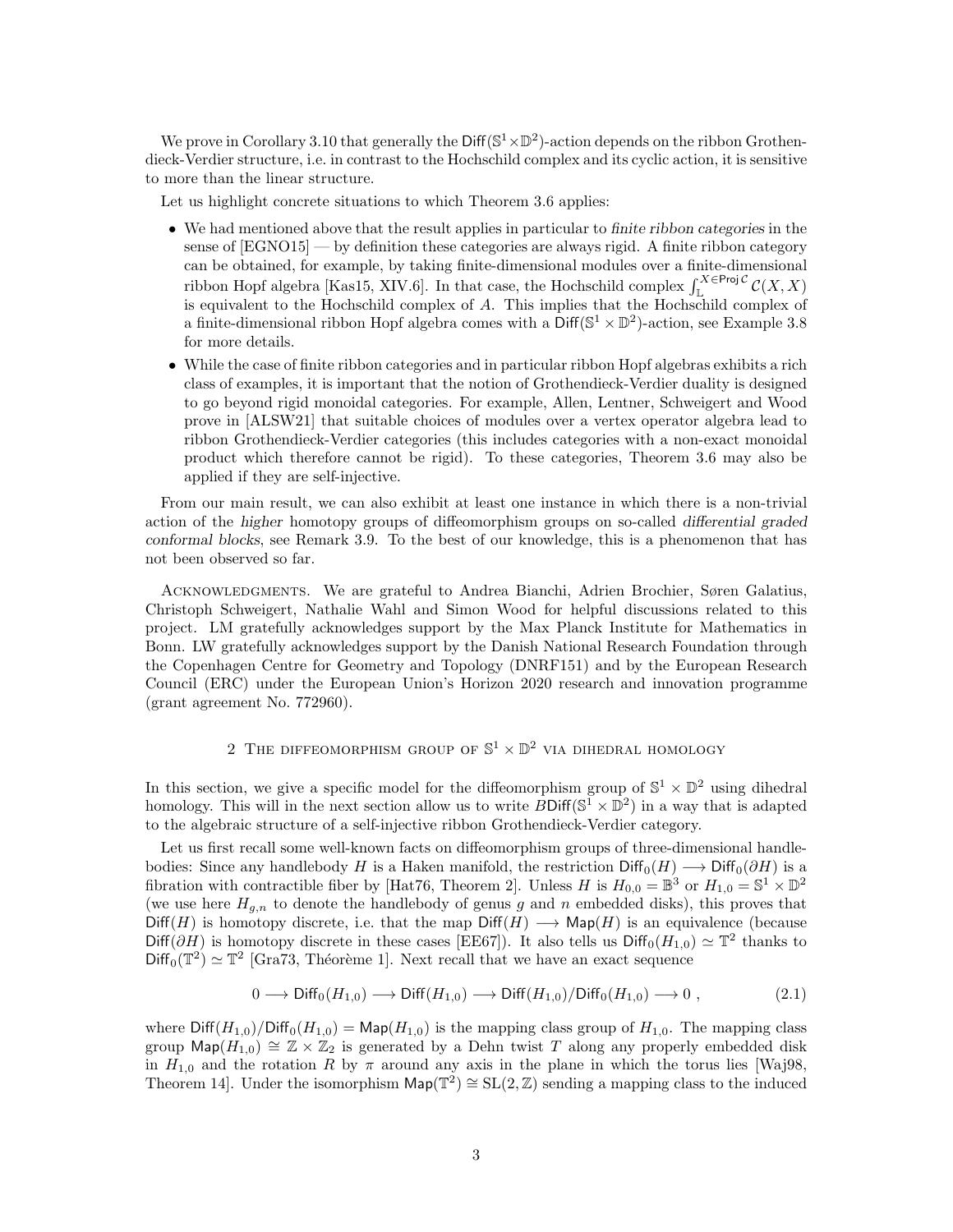We prove in Corollary 3.10 that generally the $\mathsf{Diff}(\mathbb{S}^1\times\mathbb{D}^2)$-action depends on the ribbon Grothendieck-Verdier structure, i.e. in contrast to the Hochschild complex and its cyclic action, it is sensitive to more than the linear structure.

Let us highlight concrete situations to which Theorem 3.6 applies:

- We had mentioned above that the result applies in particular to *finite ribbon categories* in the sense of [EGNO15] — by definition these categories are always rigid. A finite ribbon category can be obtained, for example, by taking finite-dimensional modules over a finite-dimensional ribbon Hopf algebra [Kas15, XIV.6]. In that case, the Hochschild complex $\int_{\mathbb{L}}^{X\in\mathsf{Proj}\,\mathcal{C}}\mathcal{C}(X,X)$ is equivalent to the Hochschild complex of $A$. This implies that the Hochschild complex of a finite-dimensional ribbon Hopf algebra comes with a $\mathsf{Diff}(\mathbb{S}^1\times\mathbb{D}^2)$-action, see Example 3.8 for more details.
- While the case of finite ribbon categories and in particular ribbon Hopf algebras exhibits a rich class of examples, it is important that the notion of Grothendieck-Verdier duality is designed to go beyond rigid monoidal categories. For example, Allen, Lentner, Schweigert and Wood prove in [ALSW21] that suitable choices of modules over a vertex operator algebra lead to ribbon Grothendieck-Verdier categories (this includes categories with a non-exact monoidal product which therefore cannot be rigid). To these categories, Theorem 3.6 may also be applied if they are self-injective.

From our main result, we can also exhibit at least one instance in which there is a non-trivial action of the *higher* homotopy groups of diffeomorphism groups on so-called *differential graded conformal blocks*, see Remark 3.9. To the best of our knowledge, this is a phenomenon that has not been observed so far.

Acknowledgments. We are grateful to Andrea Bianchi, Adrien Brochier, Søren Galatius, Christoph Schweigert, Nathalie Wahl and Simon Wood for helpful discussions related to this project. LM gratefully acknowledges support by the Max Planck Institute for Mathematics in Bonn. LW gratefully acknowledges support by the Danish National Research Foundation through the Copenhagen Centre for Geometry and Topology (DNRF151) and by the European Research Council (ERC) under the European Union's Horizon 2020 research and innovation programme (grant agreement No. 772960).

## 2 The diffeomorphism group of $\mathbb{S}^1\times\mathbb{D}^2$ via dihedral homology

In this section, we give a specific model for the diffeomorphism group of $\mathbb{S}^1\times\mathbb{D}^2$ using dihedral homology. This will in the next section allow us to write $B\mathsf{Diff}(\mathbb{S}^1\times\mathbb{D}^2)$ in a way that is adapted to the algebraic structure of a self-injective ribbon Grothendieck-Verdier category.

Let us first recall some well-known facts on diffeomorphism groups of three-dimensional handlebodies: Since any handlebody $H$ is a Haken manifold, the restriction $\mathsf{Diff}_0(H)\longrightarrow\mathsf{Diff}_0(\partial H)$ is a fibration with contractible fiber by [Hat76, Theorem 2]. Unless $H$ is $H_{0,0}=\mathbb{B}^3$ or $H_{1,0}=\mathbb{S}^1\times\mathbb{D}^2$ (we use here $H_{g,n}$ to denote the handlebody of genus $g$ and $n$ embedded disks), this proves that $\mathsf{Diff}(H)$ is homotopy discrete, i.e. that the map $\mathsf{Diff}(H)\longrightarrow\mathsf{Map}(H)$ is an equivalence (because $\mathsf{Diff}(\partial H)$ is homotopy discrete in these cases [EE67]). It also tells us $\mathsf{Diff}_0(H_{1,0})\simeq\mathbb{T}^2$ thanks to $\mathsf{Diff}_0(\mathbb{T}^2)\simeq\mathbb{T}^2$ [Gra73, Théorème 1]. Next recall that we have an exact sequence

$$0\longrightarrow\mathsf{Diff}_0(H_{1,0})\longrightarrow\mathsf{Diff}(H_{1,0})\longrightarrow\mathsf{Diff}(H_{1,0})/\mathsf{Diff}_0(H_{1,0})\longrightarrow 0\ , \tag{2.1}$$

where $\mathsf{Diff}(H_{1,0})/\mathsf{Diff}_0(H_{1,0})=\mathsf{Map}(H_{1,0})$ is the mapping class group of $H_{1,0}$. The mapping class group $\mathsf{Map}(H_{1,0})\cong\mathbb{Z}\times\mathbb{Z}_2$ is generated by a Dehn twist $T$ along any properly embedded disk in $H_{1,0}$ and the rotation $R$ by $\pi$ around any axis in the plane in which the torus lies [Waj98, Theorem 14]. Under the isomorphism $\mathsf{Map}(\mathbb{T}^2)\cong\mathrm{SL}(2,\mathbb{Z})$ sending a mapping class to the induced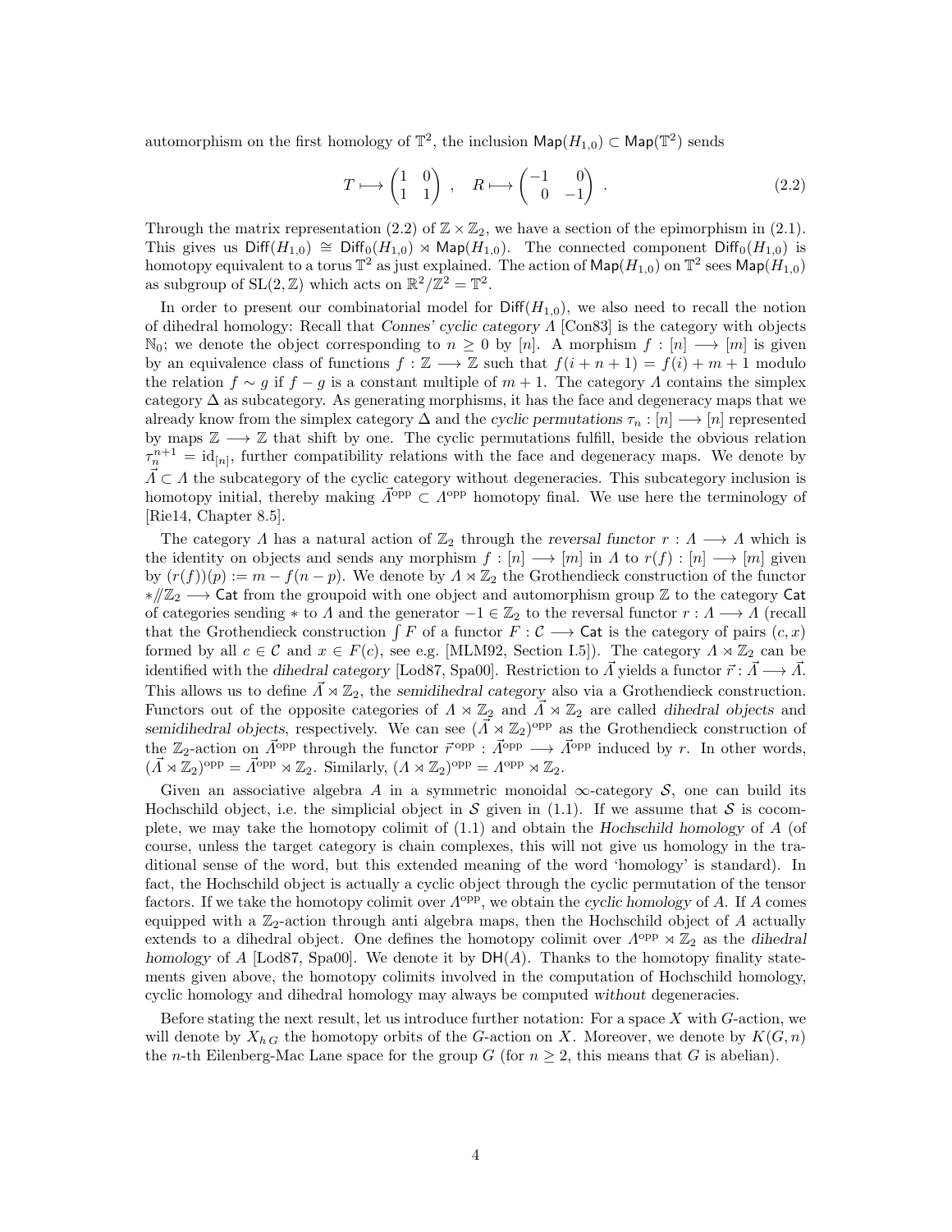automorphism on the first homology of $\mathbb{T}^2$, the inclusion $\mathsf{Map}(H_{1,0}) \subset \mathsf{Map}(\mathbb{T}^2)$ sends

$$T \longmapsto \begin{pmatrix} 1 & 0 \\ 1 & 1 \end{pmatrix} , \quad R \longmapsto \begin{pmatrix} -1 & 0 \\ 0 & -1 \end{pmatrix} . \tag{2.2}$$

Through the matrix representation (2.2) of $\mathbb{Z} \times \mathbb{Z}_2$, we have a section of the epimorphism in (2.1). This gives us $\mathsf{Diff}(H_{1,0}) \cong \mathsf{Diff}_0(H_{1,0}) \rtimes \mathsf{Map}(H_{1,0})$. The connected component $\mathsf{Diff}_0(H_{1,0})$ is homotopy equivalent to a torus $\mathbb{T}^2$ as just explained. The action of $\mathsf{Map}(H_{1,0})$ on $\mathbb{T}^2$ sees $\mathsf{Map}(H_{1,0})$ as subgroup of $\mathrm{SL}(2, \mathbb{Z})$ which acts on $\mathbb{R}^2/\mathbb{Z}^2 = \mathbb{T}^2$.

In order to present our combinatorial model for $\mathsf{Diff}(H_{1,0})$, we also need to recall the notion of dihedral homology: Recall that *Connes' cyclic category* $\Lambda$ [Con83] is the category with objects $\mathbb{N}_0$; we denote the object corresponding to $n \geq 0$ by $[n]$. A morphism $f : [n] \longrightarrow [m]$ is given by an equivalence class of functions $f : \mathbb{Z} \longrightarrow \mathbb{Z}$ such that $f(i + n + 1) = f(i) + m + 1$ modulo the relation $f \sim g$ if $f - g$ is a constant multiple of $m + 1$. The category $\Lambda$ contains the simplex category $\Delta$ as subcategory. As generating morphisms, it has the face and degeneracy maps that we already know from the simplex category $\Delta$ and the *cyclic permutations* $\tau_n : [n] \longrightarrow [n]$ represented by maps $\mathbb{Z} \longrightarrow \mathbb{Z}$ that shift by one. The cyclic permutations fulfill, beside the obvious relation $\tau_n^{n+1} = \mathrm{id}_{[n]}$, further compatibility relations with the face and degeneracy maps. We denote by $\vec{\Lambda} \subset \Lambda$ the subcategory of the cyclic category without degeneracies. This subcategory inclusion is homotopy initial, thereby making $\vec{\Lambda}^{\mathrm{opp}} \subset \Lambda^{\mathrm{opp}}$ homotopy final. We use here the terminology of [Rie14, Chapter 8.5].

The category $\Lambda$ has a natural action of $\mathbb{Z}_2$ through the *reversal functor* $r : \Lambda \longrightarrow \Lambda$ which is the identity on objects and sends any morphism $f : [n] \longrightarrow [m]$ in $\Lambda$ to $r(f) : [n] \longrightarrow [m]$ given by $(r(f))(p) := m - f(n - p)$. We denote by $\Lambda \rtimes \mathbb{Z}_2$ the Grothendieck construction of the functor $*/\!\!/\mathbb{Z}_2 \longrightarrow \mathsf{Cat}$ from the groupoid with one object and automorphism group $\mathbb{Z}$ to the category $\mathsf{Cat}$ of categories sending $*$ to $\Lambda$ and the generator $-1 \in \mathbb{Z}_2$ to the reversal functor $r : \Lambda \longrightarrow \Lambda$ (recall that the Grothendieck construction $\int F$ of a functor $F : \mathcal{C} \longrightarrow \mathsf{Cat}$ is the category of pairs $(c, x)$ formed by all $c \in \mathcal{C}$ and $x \in F(c)$, see e.g. [MLM92, Section I.5]). The category $\Lambda \rtimes \mathbb{Z}_2$ can be identified with the *dihedral category* [Lod87, Spa00]. Restriction to $\vec{\Lambda}$ yields a functor $\vec{r} : \vec{\Lambda} \longrightarrow \vec{\Lambda}$. This allows us to define $\vec{\Lambda} \rtimes \mathbb{Z}_2$, the *semidihedral category* also via a Grothendieck construction. Functors out of the opposite categories of $\Lambda \rtimes \mathbb{Z}_2$ and $\vec{\Lambda} \rtimes \mathbb{Z}_2$ are called *dihedral objects* and *semidihedral objects*, respectively. We can see $(\vec{\Lambda} \rtimes \mathbb{Z}_2)^{\mathrm{opp}}$ as the Grothendieck construction of the $\mathbb{Z}_2$-action on $\vec{\Lambda}^{\mathrm{opp}}$ through the functor $\vec{r}^{\,\mathrm{opp}} : \vec{\Lambda}^{\mathrm{opp}} \longrightarrow \vec{\Lambda}^{\mathrm{opp}}$ induced by $r$. In other words, $(\vec{\Lambda} \rtimes \mathbb{Z}_2)^{\mathrm{opp}} = \vec{\Lambda}^{\mathrm{opp}} \rtimes \mathbb{Z}_2$. Similarly, $(\Lambda \rtimes \mathbb{Z}_2)^{\mathrm{opp}} = \Lambda^{\mathrm{opp}} \rtimes \mathbb{Z}_2$.

Given an associative algebra $A$ in a symmetric monoidal $\infty$-category $\mathcal{S}$, one can build its Hochschild object, i.e. the simplicial object in $\mathcal{S}$ given in (1.1). If we assume that $\mathcal{S}$ is cocomplete, we may take the homotopy colimit of (1.1) and obtain the *Hochschild homology* of $A$ (of course, unless the target category is chain complexes, this will not give us homology in the traditional sense of the word, but this extended meaning of the word 'homology' is standard). In fact, the Hochschild object is actually a cyclic object through the cyclic permutation of the tensor factors. If we take the homotopy colimit over $\Lambda^{\mathrm{opp}}$, we obtain the *cyclic homology* of $A$. If $A$ comes equipped with a $\mathbb{Z}_2$-action through anti algebra maps, then the Hochschild object of $A$ actually extends to a dihedral object. One defines the homotopy colimit over $\Lambda^{\mathrm{opp}} \rtimes \mathbb{Z}_2$ as the *dihedral homology* of $A$ [Lod87, Spa00]. We denote it by $\mathsf{DH}(A)$. Thanks to the homotopy finality statements given above, the homotopy colimits involved in the computation of Hochschild homology, cyclic homology and dihedral homology may always be computed *without* degeneracies.

Before stating the next result, let us introduce further notation: For a space $X$ with $G$-action, we will denote by $X_{h\,G}$ the homotopy orbits of the $G$-action on $X$. Moreover, we denote by $K(G, n)$ the $n$-th Eilenberg-Mac Lane space for the group $G$ (for $n \geq 2$, this means that $G$ is abelian).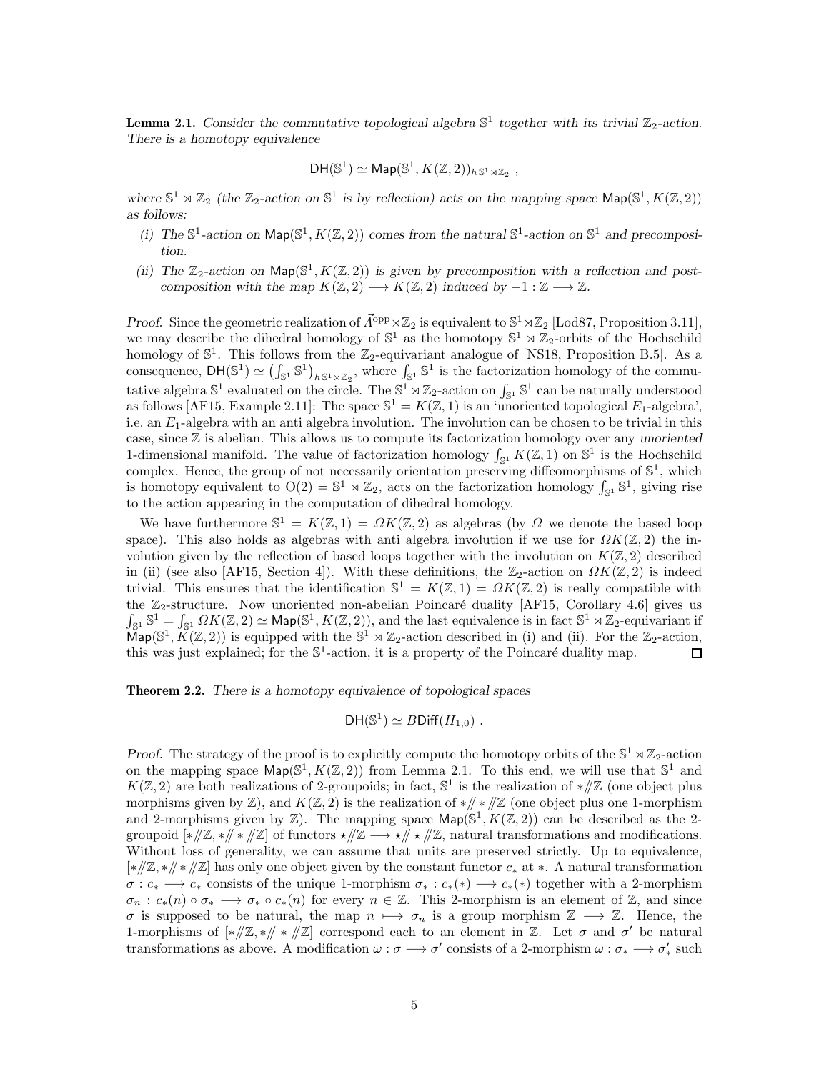**Lemma 2.1.** *Consider the commutative topological algebra $\mathbb{S}^1$ together with its trivial $\mathbb{Z}_2$-action. There is a homotopy equivalence*

$$\mathsf{DH}(\mathbb{S}^1) \simeq \mathsf{Map}(\mathbb{S}^1, K(\mathbb{Z},2))_{h\,\mathbb{S}^1 \rtimes \mathbb{Z}_2} \ ,$$

*where $\mathbb{S}^1 \rtimes \mathbb{Z}_2$ (the $\mathbb{Z}_2$-action on $\mathbb{S}^1$ is by reflection) acts on the mapping space $\mathsf{Map}(\mathbb{S}^1, K(\mathbb{Z},2))$ as follows:*

*(i) The $\mathbb{S}^1$-action on $\mathsf{Map}(\mathbb{S}^1, K(\mathbb{Z},2))$ comes from the natural $\mathbb{S}^1$-action on $\mathbb{S}^1$ and precomposition.*

*(ii) The $\mathbb{Z}_2$-action on $\mathsf{Map}(\mathbb{S}^1, K(\mathbb{Z},2))$ is given by precomposition with a reflection and post-composition with the map $K(\mathbb{Z},2) \longrightarrow K(\mathbb{Z},2)$ induced by $-1 : \mathbb{Z} \longrightarrow \mathbb{Z}$.*

*Proof.* Since the geometric realization of $\vec{\Lambda}^{\text{opp}} \rtimes \mathbb{Z}_2$ is equivalent to $\mathbb{S}^1 \rtimes \mathbb{Z}_2$ [Lod87, Proposition 3.11], we may describe the dihedral homology of $\mathbb{S}^1$ as the homotopy $\mathbb{S}^1 \rtimes \mathbb{Z}_2$-orbits of the Hochschild homology of $\mathbb{S}^1$. This follows from the $\mathbb{Z}_2$-equivariant analogue of [NS18, Proposition B.5]. As a consequence, $\mathsf{DH}(\mathbb{S}^1) \simeq \left(\int_{\mathbb{S}^1} \mathbb{S}^1\right)_{h\,\mathbb{S}^1 \rtimes \mathbb{Z}_2}$, where $\int_{\mathbb{S}^1} \mathbb{S}^1$ is the factorization homology of the commutative algebra $\mathbb{S}^1$ evaluated on the circle. The $\mathbb{S}^1 \rtimes \mathbb{Z}_2$-action on $\int_{\mathbb{S}^1} \mathbb{S}^1$ can be naturally understood as follows [AF15, Example 2.11]: The space $\mathbb{S}^1 = K(\mathbb{Z},1)$ is an 'unoriented topological $E_1$-algebra', i.e. an $E_1$-algebra with an anti algebra involution. The involution can be chosen to be trivial in this case, since $\mathbb{Z}$ is abelian. This allows us to compute its factorization homology over any *unoriented* 1-dimensional manifold. The value of factorization homology $\int_{\mathbb{S}^1} K(\mathbb{Z},1)$ on $\mathbb{S}^1$ is the Hochschild complex. Hence, the group of not necessarily orientation preserving diffeomorphisms of $\mathbb{S}^1$, which is homotopy equivalent to $\mathrm{O}(2) = \mathbb{S}^1 \rtimes \mathbb{Z}_2$, acts on the factorization homology $\int_{\mathbb{S}^1} \mathbb{S}^1$, giving rise to the action appearing in the computation of dihedral homology.

We have furthermore $\mathbb{S}^1 = K(\mathbb{Z},1) = \Omega K(\mathbb{Z},2)$ as algebras (by $\Omega$ we denote the based loop space). This also holds as algebras with anti algebra involution if we use for $\Omega K(\mathbb{Z},2)$ the involution given by the reflection of based loops together with the involution on $K(\mathbb{Z},2)$ described in (ii) (see also [AF15, Section 4]). With these definitions, the $\mathbb{Z}_2$-action on $\Omega K(\mathbb{Z},2)$ is indeed trivial. This ensures that the identification $\mathbb{S}^1 = K(\mathbb{Z},1) = \Omega K(\mathbb{Z},2)$ is really compatible with the $\mathbb{Z}_2$-structure. Now unoriented non-abelian Poincaré duality [AF15, Corollary 4.6] gives us $\int_{\mathbb{S}^1} \mathbb{S}^1 = \int_{\mathbb{S}^1} \Omega K(\mathbb{Z},2) \simeq \mathsf{Map}(\mathbb{S}^1, K(\mathbb{Z},2))$, and the last equivalence is in fact $\mathbb{S}^1 \rtimes \mathbb{Z}_2$-equivariant if $\mathsf{Map}(\mathbb{S}^1, K(\mathbb{Z},2))$ is equipped with the $\mathbb{S}^1 \rtimes \mathbb{Z}_2$-action described in (i) and (ii). For the $\mathbb{Z}_2$-action, this was just explained; for the $\mathbb{S}^1$-action, it is a property of the Poincaré duality map. $\square$

**Theorem 2.2.** *There is a homotopy equivalence of topological spaces*

$$\mathsf{DH}(\mathbb{S}^1) \simeq B\mathsf{Diff}(H_{1,0}) \ .$$

*Proof.* The strategy of the proof is to explicitly compute the homotopy orbits of the $\mathbb{S}^1 \rtimes \mathbb{Z}_2$-action on the mapping space $\mathsf{Map}(\mathbb{S}^1, K(\mathbb{Z},2))$ from Lemma 2.1. To this end, we will use that $\mathbb{S}^1$ and $K(\mathbb{Z},2)$ are both realizations of 2-groupoids; in fact, $\mathbb{S}^1$ is the realization of $*/\!\!/\mathbb{Z}$ (one object plus morphisms given by $\mathbb{Z}$), and $K(\mathbb{Z},2)$ is the realization of $*/\!\!/*/\!\!/\mathbb{Z}$ (one object plus one 1-morphism and 2-morphisms given by $\mathbb{Z}$). The mapping space $\mathsf{Map}(\mathbb{S}^1, K(\mathbb{Z},2))$ can be described as the 2-groupoid $[*/\!\!/\mathbb{Z}, */\!\!/*/\!\!/\mathbb{Z}]$ of functors $\star/\!\!/\mathbb{Z} \longrightarrow \star/\!\!/\star/\!\!/\mathbb{Z}$, natural transformations and modifications. Without loss of generality, we can assume that units are preserved strictly. Up to equivalence, $[*/\!\!/\mathbb{Z}, */\!\!/*/\!\!/\mathbb{Z}]$ has only one object given by the constant functor $c_*$ at $*$. A natural transformation $\sigma : c_* \longrightarrow c_*$ consists of the unique 1-morphism $\sigma_* : c_*(*) \longrightarrow c_*(*)$ together with a 2-morphism $\sigma_n : c_*(n) \circ \sigma_* \longrightarrow \sigma_* \circ c_*(n)$ for every $n \in \mathbb{Z}$. This 2-morphism is an element of $\mathbb{Z}$, and since $\sigma$ is supposed to be natural, the map $n \longmapsto \sigma_n$ is a group morphism $\mathbb{Z} \longrightarrow \mathbb{Z}$. Hence, the 1-morphisms of $[*/\!\!/\mathbb{Z}, */\!\!/*/\!\!/\mathbb{Z}]$ correspond each to an element in $\mathbb{Z}$. Let $\sigma$ and $\sigma'$ be natural transformations as above. A modification $\omega : \sigma \longrightarrow \sigma'$ consists of a 2-morphism $\omega : \sigma_* \longrightarrow \sigma'_*$ such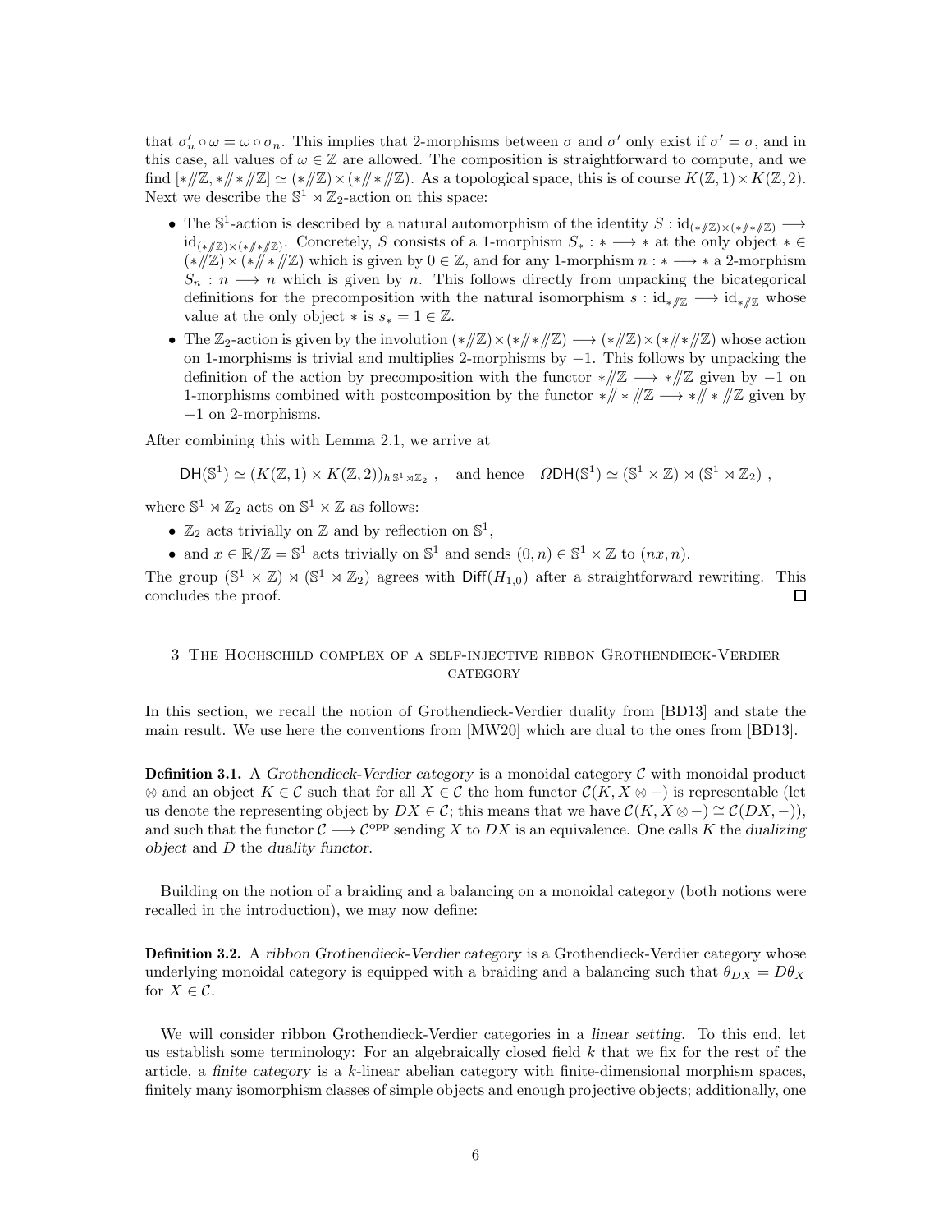that $\sigma_n' \circ \omega = \omega \circ \sigma_n$. This implies that 2-morphisms between $\sigma$ and $\sigma'$ only exist if $\sigma' = \sigma$, and in this case, all values of $\omega \in \mathbb{Z}$ are allowed. The composition is straightforward to compute, and we find $[*/\!/\mathbb{Z}, */\!/ */\!/\mathbb{Z}] \simeq (*/\!/\mathbb{Z}) \times (*/\!/ */\!/\mathbb{Z})$. As a topological space, this is of course $K(\mathbb{Z},1)\times K(\mathbb{Z},2)$. Next we describe the $\mathbb{S}^1 \rtimes \mathbb{Z}_2$-action on this space:

- The $\mathbb{S}^1$-action is described by a natural automorphism of the identity $S : \mathrm{id}_{(*/\!/\mathbb{Z})\times(*/\!/*/\!/\mathbb{Z})} \longrightarrow \mathrm{id}_{(*/\!/\mathbb{Z})\times(*/\!/*/\!/\mathbb{Z})}$. Concretely, $S$ consists of a 1-morphism $S_* : * \longrightarrow *$ at the only object $* \in (*/\!/\mathbb{Z})\times(*/\!/*/\!/\mathbb{Z})$ which is given by $0 \in \mathbb{Z}$, and for any 1-morphism $n : * \longrightarrow *$ a 2-morphism $S_n : n \longrightarrow n$ which is given by $n$. This follows directly from unpacking the bicategorical definitions for the precomposition with the natural isomorphism $s : \mathrm{id}_{*/\!/\mathbb{Z}} \longrightarrow \mathrm{id}_{*/\!/\mathbb{Z}}$ whose value at the only object $*$ is $s_* = 1 \in \mathbb{Z}$.
- The $\mathbb{Z}_2$-action is given by the involution $(*/\!/\mathbb{Z})\times(*/\!/*/\!/\mathbb{Z}) \longrightarrow (*/\!/\mathbb{Z})\times(*/\!/*/\!/\mathbb{Z})$ whose action on 1-morphisms is trivial and multiplies 2-morphisms by $-1$. This follows by unpacking the definition of the action by precomposition with the functor $*/\!/\mathbb{Z} \longrightarrow */\!/\mathbb{Z}$ given by $-1$ on 1-morphisms combined with postcomposition by the functor $*/\!/*/\!/\mathbb{Z} \longrightarrow */\!/*/\!/\mathbb{Z}$ given by $-1$ on 2-morphisms.

After combining this with Lemma 2.1, we arrive at

$$\mathsf{DH}(\mathbb{S}^1) \simeq (K(\mathbb{Z},1)\times K(\mathbb{Z},2))_{h\,\mathbb{S}^1\rtimes\mathbb{Z}_2}\ , \quad \text{and hence} \quad \Omega\mathsf{DH}(\mathbb{S}^1) \simeq (\mathbb{S}^1\times\mathbb{Z}) \rtimes (\mathbb{S}^1 \rtimes \mathbb{Z}_2)\ ,$$

where $\mathbb{S}^1 \rtimes \mathbb{Z}_2$ acts on $\mathbb{S}^1 \times \mathbb{Z}$ as follows:

- $\mathbb{Z}_2$ acts trivially on $\mathbb{Z}$ and by reflection on $\mathbb{S}^1$,
- and $x \in \mathbb{R}/\mathbb{Z} = \mathbb{S}^1$ acts trivially on $\mathbb{S}^1$ and sends $(0,n) \in \mathbb{S}^1\times\mathbb{Z}$ to $(nx, n)$.

The group $(\mathbb{S}^1\times\mathbb{Z}) \rtimes (\mathbb{S}^1 \rtimes \mathbb{Z}_2)$ agrees with $\mathsf{Diff}(H_{1,0})$ after a straightforward rewriting. This concludes the proof. □

## 3 The Hochschild complex of a self-injective ribbon Grothendieck-Verdier category

In this section, we recall the notion of Grothendieck-Verdier duality from [BD13] and state the main result. We use here the conventions from [MW20] which are dual to the ones from [BD13].

**Definition 3.1.** A *Grothendieck-Verdier category* is a monoidal category $\mathcal{C}$ with monoidal product $\otimes$ and an object $K \in \mathcal{C}$ such that for all $X \in \mathcal{C}$ the hom functor $\mathcal{C}(K, X\otimes -)$ is representable (let us denote the representing object by $DX \in \mathcal{C}$; this means that we have $\mathcal{C}(K, X\otimes -) \cong \mathcal{C}(DX, -)$), and such that the functor $\mathcal{C} \longrightarrow \mathcal{C}^{\mathrm{opp}}$ sending $X$ to $DX$ is an equivalence. One calls $K$ the *dualizing object* and $D$ the *duality functor*.

Building on the notion of a braiding and a balancing on a monoidal category (both notions were recalled in the introduction), we may now define:

**Definition 3.2.** A *ribbon Grothendieck-Verdier category* is a Grothendieck-Verdier category whose underlying monoidal category is equipped with a braiding and a balancing such that $\theta_{DX} = D\theta_X$ for $X \in \mathcal{C}$.

We will consider ribbon Grothendieck-Verdier categories in a *linear setting*. To this end, let us establish some terminology: For an algebraically closed field $k$ that we fix for the rest of the article, a *finite category* is a $k$-linear abelian category with finite-dimensional morphism spaces, finitely many isomorphism classes of simple objects and enough projective objects; additionally, one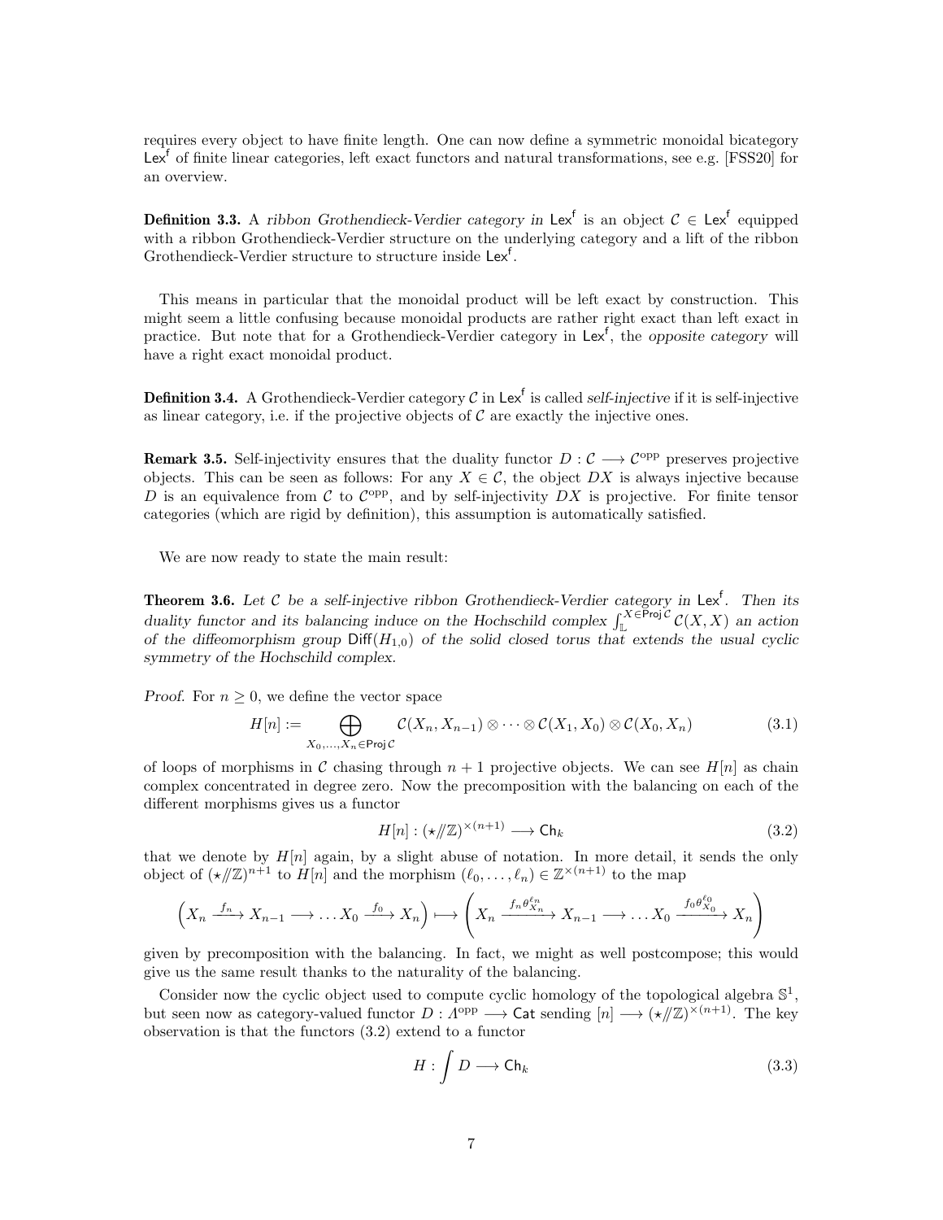requires every object to have finite length. One can now define a symmetric monoidal bicategory $\mathsf{Lex}^\mathsf{f}$ of finite linear categories, left exact functors and natural transformations, see e.g. [FSS20] for an overview.

**Definition 3.3.** A *ribbon Grothendieck-Verdier category in* $\mathsf{Lex}^\mathsf{f}$ is an object $\mathcal{C} \in \mathsf{Lex}^\mathsf{f}$ equipped with a ribbon Grothendieck-Verdier structure on the underlying category and a lift of the ribbon Grothendieck-Verdier structure to structure inside $\mathsf{Lex}^\mathsf{f}$.

This means in particular that the monoidal product will be left exact by construction. This might seem a little confusing because monoidal products are rather right exact than left exact in practice. But note that for a Grothendieck-Verdier category in $\mathsf{Lex}^\mathsf{f}$, the *opposite category* will have a right exact monoidal product.

**Definition 3.4.** A Grothendieck-Verdier category $\mathcal{C}$ in $\mathsf{Lex}^\mathsf{f}$ is called *self-injective* if it is self-injective as linear category, i.e. if the projective objects of $\mathcal{C}$ are exactly the injective ones.

**Remark 3.5.** Self-injectivity ensures that the duality functor $D : \mathcal{C} \longrightarrow \mathcal{C}^{\text{opp}}$ preserves projective objects. This can be seen as follows: For any $X \in \mathcal{C}$, the object $DX$ is always injective because $D$ is an equivalence from $\mathcal{C}$ to $\mathcal{C}^{\text{opp}}$, and by self-injectivity $DX$ is projective. For finite tensor categories (which are rigid by definition), this assumption is automatically satisfied.

We are now ready to state the main result:

**Theorem 3.6.** *Let $\mathcal{C}$ be a self-injective ribbon Grothendieck-Verdier category in $\mathsf{Lex}^\mathsf{f}$. Then its duality functor and its balancing induce on the Hochschild complex $\int_{\mathbb{L}}^{X \in \mathsf{Proj}\,\mathcal{C}} \mathcal{C}(X,X)$ an action of the diffeomorphism group $\mathsf{Diff}(H_{1,0})$ of the solid closed torus that extends the usual cyclic symmetry of the Hochschild complex.*

*Proof.* For $n \geq 0$, we define the vector space

$$H[n] := \bigoplus_{X_0,\dots,X_n \in \mathsf{Proj}\,\mathcal{C}} \mathcal{C}(X_n, X_{n-1}) \otimes \dots \otimes \mathcal{C}(X_1, X_0) \otimes \mathcal{C}(X_0, X_n) \tag{3.1}$$

of loops of morphisms in $\mathcal{C}$ chasing through $n+1$ projective objects. We can see $H[n]$ as chain complex concentrated in degree zero. Now the precomposition with the balancing on each of the different morphisms gives us a functor

$$H[n] : (\star /\!\!/ \mathbb{Z})^{\times (n+1)} \longrightarrow \mathsf{Ch}_k \tag{3.2}$$

that we denote by $H[n]$ again, by a slight abuse of notation. In more detail, it sends the only object of $(\star /\!\!/ \mathbb{Z})^{n+1}$ to $H[n]$ and the morphism $(\ell_0, \dots, \ell_n) \in \mathbb{Z}^{\times(n+1)}$ to the map

$$\left( X_n \xrightarrow{f_n} X_{n-1} \longrightarrow \dots X_0 \xrightarrow{f_0} X_n \right) \longmapsto \left( X_n \xrightarrow{f_n \theta_{X_n}^{\ell_n}} X_{n-1} \longrightarrow \dots X_0 \xrightarrow{f_0 \theta_{X_0}^{\ell_0}} X_n \right)$$

given by precomposition with the balancing. In fact, we might as well postcompose; this would give us the same result thanks to the naturality of the balancing.

Consider now the cyclic object used to compute cyclic homology of the topological algebra $\mathbb{S}^1$, but seen now as category-valued functor $D : \Lambda^{\text{opp}} \longrightarrow \mathsf{Cat}$ sending $[n] \longrightarrow (\star /\!\!/ \mathbb{Z})^{\times(n+1)}$. The key observation is that the functors (3.2) extend to a functor

$$H : \int D \longrightarrow \mathsf{Ch}_k \tag{3.3}$$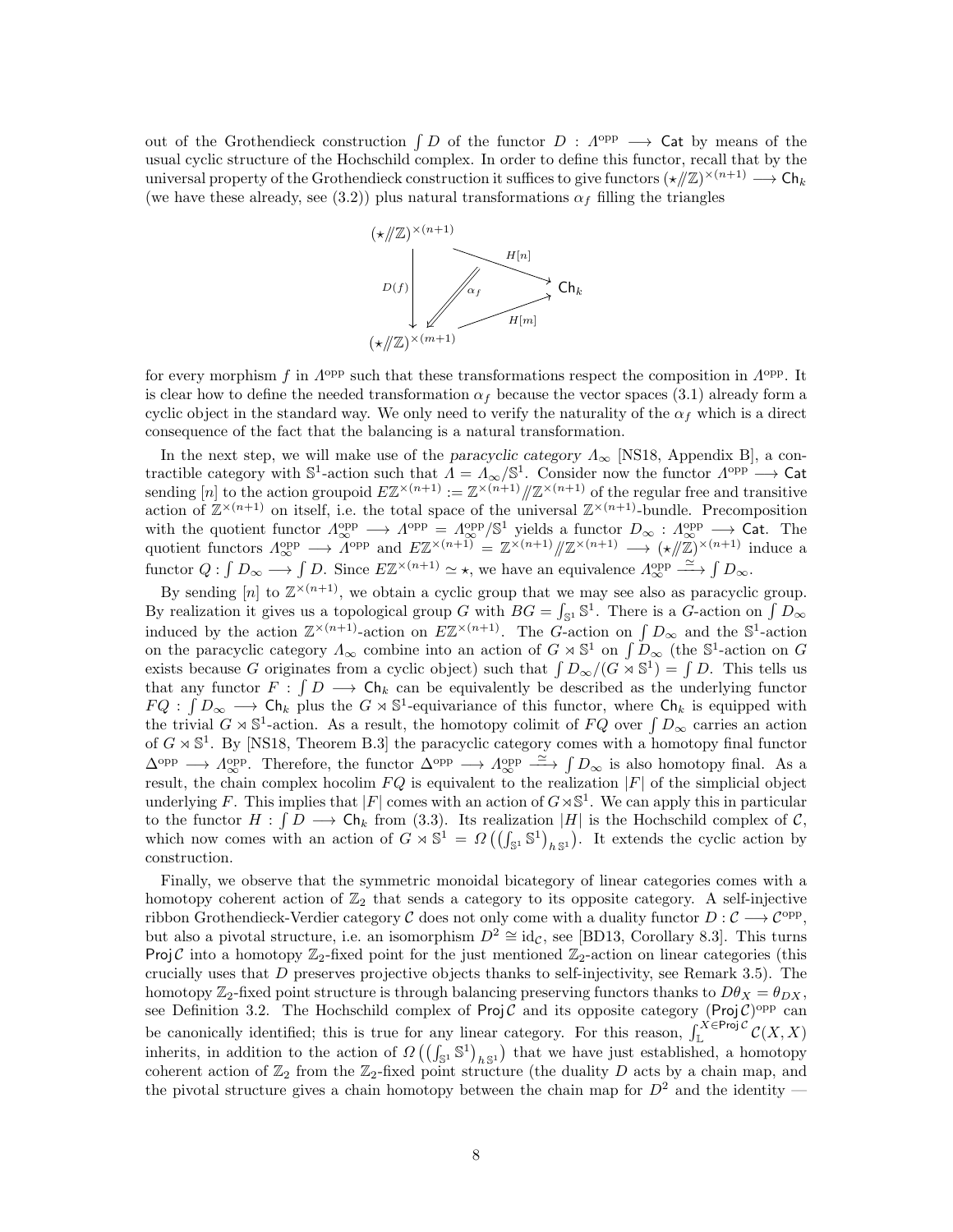out of the Grothendieck construction $\int D$ of the functor $D : \Lambda^{\text{opp}} \longrightarrow \mathsf{Cat}$ by means of the usual cyclic structure of the Hochschild complex. In order to define this functor, recall that by the universal property of the Grothendieck construction it suffices to give functors $(\star /\!\!/ \mathbb{Z})^{\times(n+1)} \longrightarrow \mathsf{Ch}_k$ (we have these already, see (3.2)) plus natural transformations $\alpha_f$ filling the triangles

$$
\begin{array}{ccc}
(\star /\!\!/ \mathbb{Z})^{\times(n+1)} & & \\
\Big\downarrow D(f) & \overset{\alpha_f}{\Longleftarrow} \quad \searrow^{H[n]} & \\
 & & \mathsf{Ch}_k \\
(\star /\!\!/ \mathbb{Z})^{\times(m+1)} & \nearrow_{H[m]} &
\end{array}
$$

for every morphism $f$ in $\Lambda^{\text{opp}}$ such that these transformations respect the composition in $\Lambda^{\text{opp}}$. It is clear how to define the needed transformation $\alpha_f$ because the vector spaces (3.1) already form a cyclic object in the standard way. We only need to verify the naturality of the $\alpha_f$ which is a direct consequence of the fact that the balancing is a natural transformation.

In the next step, we will make use of the *paracyclic category* $\Lambda_\infty$ [NS18, Appendix B], a contractible category with $\mathbb{S}^1$-action such that $\Lambda = \Lambda_\infty/\mathbb{S}^1$. Consider now the functor $\Lambda^{\text{opp}} \longrightarrow \mathsf{Cat}$ sending $[n]$ to the action groupoid $E\mathbb{Z}^{\times(n+1)} := \mathbb{Z}^{\times(n+1)} /\!\!/ \mathbb{Z}^{\times(n+1)}$ of the regular free and transitive action of $\mathbb{Z}^{\times(n+1)}$ on itself, i.e. the total space of the universal $\mathbb{Z}^{\times(n+1)}$-bundle. Precomposition with the quotient functor $\Lambda_\infty^{\text{opp}} \longrightarrow \Lambda^{\text{opp}} = \Lambda_\infty^{\text{opp}}/\mathbb{S}^1$ yields a functor $D_\infty : \Lambda_\infty^{\text{opp}} \longrightarrow \mathsf{Cat}$. The quotient functors $\Lambda_\infty^{\text{opp}} \longrightarrow \Lambda^{\text{opp}}$ and $E\mathbb{Z}^{\times(n+1)} = \mathbb{Z}^{\times(n+1)} /\!\!/ \mathbb{Z}^{\times(n+1)} \longrightarrow (\star /\!\!/ \mathbb{Z})^{\times(n+1)}$ induce a functor $Q : \int D_\infty \longrightarrow \int D$. Since $E\mathbb{Z}^{\times(n+1)} \simeq \star$, we have an equivalence $\Lambda_\infty^{\text{opp}} \xrightarrow{\simeq} \int D_\infty$.

By sending $[n]$ to $\mathbb{Z}^{\times(n+1)}$, we obtain a cyclic group that we may see also as paracyclic group. By realization it gives us a topological group $G$ with $BG = \int_{\mathbb{S}^1} \mathbb{S}^1$. There is a $G$-action on $\int D_\infty$ induced by the action $\mathbb{Z}^{\times(n+1)}$-action on $E\mathbb{Z}^{\times(n+1)}$. The $G$-action on $\int D_\infty$ and the $\mathbb{S}^1$-action on the paracyclic category $\Lambda_\infty$ combine into an action of $G \rtimes \mathbb{S}^1$ on $\int D_\infty$ (the $\mathbb{S}^1$-action on $G$ exists because $G$ originates from a cyclic object) such that $\int D_\infty/(G \rtimes \mathbb{S}^1) = \int D$. This tells us that any functor $F : \int D \longrightarrow \mathsf{Ch}_k$ can be equivalently be described as the underlying functor $FQ : \int D_\infty \longrightarrow \mathsf{Ch}_k$ plus the $G \rtimes \mathbb{S}^1$-equivariance of this functor, where $\mathsf{Ch}_k$ is equipped with the trivial $G \rtimes \mathbb{S}^1$-action. As a result, the homotopy colimit of $FQ$ over $\int D_\infty$ carries an action of $G \rtimes \mathbb{S}^1$. By [NS18, Theorem B.3] the paracyclic category comes with a homotopy final functor $\Delta^{\text{opp}} \longrightarrow \Lambda_\infty^{\text{opp}}$. Therefore, the functor $\Delta^{\text{opp}} \longrightarrow \Lambda_\infty^{\text{opp}} \xrightarrow{\simeq} \int D_\infty$ is also homotopy final. As a result, the chain complex hocolim $FQ$ is equivalent to the realization $|F|$ of the simplicial object underlying $F$. This implies that $|F|$ comes with an action of $G \rtimes \mathbb{S}^1$. We can apply this in particular to the functor $H : \int D \longrightarrow \mathsf{Ch}_k$ from (3.3). Its realization $|H|$ is the Hochschild complex of $\mathcal{C}$, which now comes with an action of $G \rtimes \mathbb{S}^1 = \Omega\left(\left(\int_{\mathbb{S}^1} \mathbb{S}^1\right)_{h\,\mathbb{S}^1}\right)$. It extends the cyclic action by construction.

Finally, we observe that the symmetric monoidal bicategory of linear categories comes with a homotopy coherent action of $\mathbb{Z}_2$ that sends a category to its opposite category. A self-injective ribbon Grothendieck-Verdier category $\mathcal{C}$ does not only come with a duality functor $D : \mathcal{C} \longrightarrow \mathcal{C}^{\text{opp}}$, but also a pivotal structure, i.e. an isomorphism $D^2 \cong \mathrm{id}_\mathcal{C}$, see [BD13, Corollary 8.3]. This turns $\mathsf{Proj}\,\mathcal{C}$ into a homotopy $\mathbb{Z}_2$-fixed point for the just mentioned $\mathbb{Z}_2$-action on linear categories (this crucially uses that $D$ preserves projective objects thanks to self-injectivity, see Remark 3.5). The homotopy $\mathbb{Z}_2$-fixed point structure is through balancing preserving functors thanks to $D\theta_X = \theta_{DX}$, see Definition 3.2. The Hochschild complex of $\mathsf{Proj}\,\mathcal{C}$ and its opposite category $(\mathsf{Proj}\,\mathcal{C})^{\text{opp}}$ can be canonically identified; this is true for any linear category. For this reason, $\int_{\mathbb{L}}^{X \in \mathsf{Proj}\,\mathcal{C}} \mathcal{C}(X,X)$ inherits, in addition to the action of $\Omega\left(\left(\int_{\mathbb{S}^1} \mathbb{S}^1\right)_{h\,\mathbb{S}^1}\right)$ that we have just established, a homotopy coherent action of $\mathbb{Z}_2$ from the $\mathbb{Z}_2$-fixed point structure (the duality $D$ acts by a chain map, and the pivotal structure gives a chain homotopy between the chain map for $D^2$ and the identity —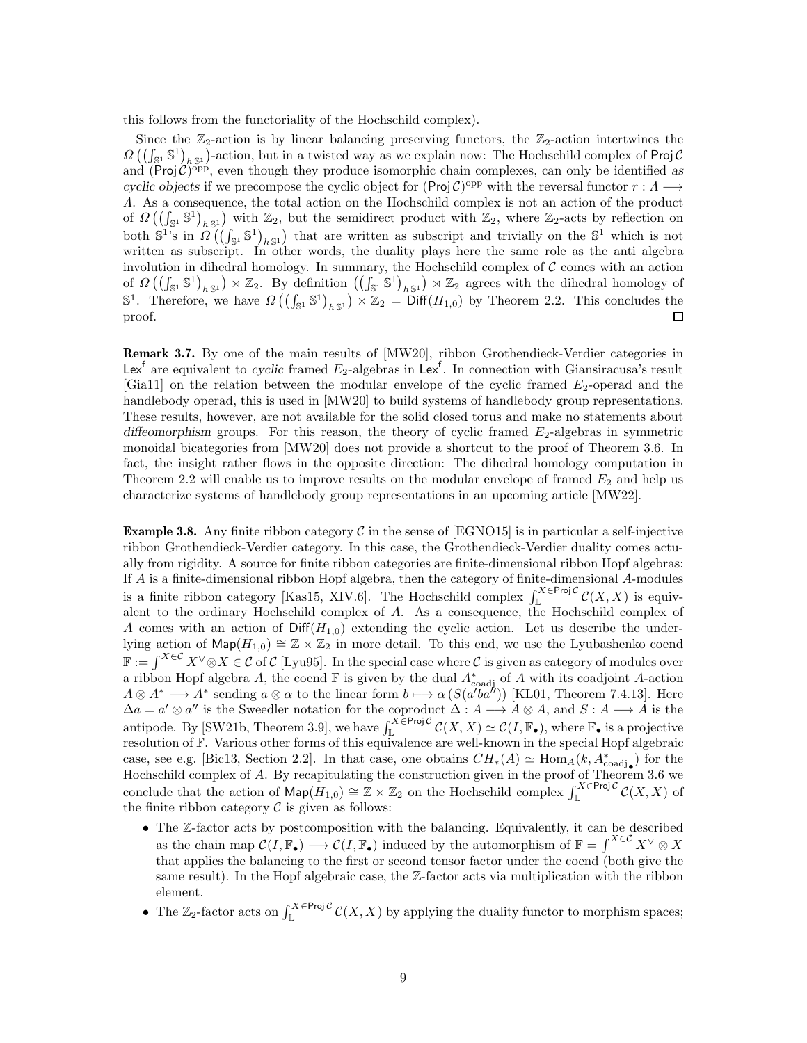this follows from the functoriality of the Hochschild complex).

Since the $\mathbb{Z}_2$-action is by linear balancing preserving functors, the $\mathbb{Z}_2$-action intertwines the $\Omega\left(\left(\int_{\mathbb{S}^1}\mathbb{S}^1\right)_{h\,\mathbb{S}^1}\right)$-action, but in a twisted way as we explain now: The Hochschild complex of $\mathsf{Proj}\,\mathcal{C}$ and $(\mathsf{Proj}\,\mathcal{C})^{\mathrm{opp}}$, even though they produce isomorphic chain complexes, can only be identified *as cyclic objects* if we precompose the cyclic object for $(\mathsf{Proj}\,\mathcal{C})^{\mathrm{opp}}$ with the reversal functor $r : \Lambda \longrightarrow \Lambda$. As a consequence, the total action on the Hochschild complex is not an action of the product of $\Omega\left(\left(\int_{\mathbb{S}^1}\mathbb{S}^1\right)_{h\,\mathbb{S}^1}\right)$ with $\mathbb{Z}_2$, but the semidirect product with $\mathbb{Z}_2$, where $\mathbb{Z}_2$-acts by reflection on both $\mathbb{S}^1$'s in $\Omega\left(\left(\int_{\mathbb{S}^1}\mathbb{S}^1\right)_{h\,\mathbb{S}^1}\right)$ that are written as subscript and trivially on the $\mathbb{S}^1$ which is not written as subscript. In other words, the duality plays here the same role as the anti algebra involution in dihedral homology. In summary, the Hochschild complex of $\mathcal{C}$ comes with an action of $\Omega\left(\left(\int_{\mathbb{S}^1}\mathbb{S}^1\right)_{h\,\mathbb{S}^1}\right)\rtimes\mathbb{Z}_2$. By definition $\left(\left(\int_{\mathbb{S}^1}\mathbb{S}^1\right)_{h\,\mathbb{S}^1}\right)\rtimes\mathbb{Z}_2$ agrees with the dihedral homology of $\mathbb{S}^1$. Therefore, we have $\Omega\left(\left(\int_{\mathbb{S}^1}\mathbb{S}^1\right)_{h\,\mathbb{S}^1}\right)\rtimes\mathbb{Z}_2 = \mathsf{Diff}(H_{1,0})$ by Theorem 2.2. This concludes the proof. $\square$

**Remark 3.7.** By one of the main results of [MW20], ribbon Grothendieck-Verdier categories in $\mathsf{Lex}^{\mathsf{f}}$ are equivalent to *cyclic* framed $E_2$-algebras in $\mathsf{Lex}^{\mathsf{f}}$. In connection with Giansiracusa's result [Gia11] on the relation between the modular envelope of the cyclic framed $E_2$-operad and the handlebody operad, this is used in [MW20] to build systems of handlebody group representations. These results, however, are not available for the solid closed torus and make no statements about *diffeomorphism* groups. For this reason, the theory of cyclic framed $E_2$-algebras in symmetric monoidal bicategories from [MW20] does not provide a shortcut to the proof of Theorem 3.6. In fact, the insight rather flows in the opposite direction: The dihedral homology computation in Theorem 2.2 will enable us to improve results on the modular envelope of framed $E_2$ and help us characterize systems of handlebody group representations in an upcoming article [MW22].

**Example 3.8.** Any finite ribbon category $\mathcal{C}$ in the sense of [EGNO15] is in particular a self-injective ribbon Grothendieck-Verdier category. In this case, the Grothendieck-Verdier duality comes actually from rigidity. A source for finite ribbon categories are finite-dimensional ribbon Hopf algebras: If $A$ is a finite-dimensional ribbon Hopf algebra, then the category of finite-dimensional $A$-modules is a finite ribbon category [Kas15, XIV.6]. The Hochschild complex $\int_{\mathbb{L}}^{X\in\mathsf{Proj}\,\mathcal{C}}\mathcal{C}(X,X)$ is equivalent to the ordinary Hochschild complex of $A$. As a consequence, the Hochschild complex of $A$ comes with an action of $\mathsf{Diff}(H_{1,0})$ extending the cyclic action. Let us describe the underlying action of $\mathsf{Map}(H_{1,0})\cong\mathbb{Z}\times\mathbb{Z}_2$ in more detail. To this end, we use the Lyubashenko coend $\mathbb{F} := \int^{X\in\mathcal{C}} X^\vee\otimes X\in\mathcal{C}$ of $\mathcal{C}$ [Lyu95]. In the special case where $\mathcal{C}$ is given as category of modules over a ribbon Hopf algebra $A$, the coend $\mathbb{F}$ is given by the dual $A^*_{\mathrm{coadj}}$ of $A$ with its coadjoint $A$-action $A\otimes A^*\longrightarrow A^*$ sending $a\otimes\alpha$ to the linear form $b\longmapsto\alpha\left(S(a'ba'')\right)$ [KL01, Theorem 7.4.13]. Here $\Delta a = a'\otimes a''$ is the Sweedler notation for the coproduct $\Delta : A\longrightarrow A\otimes A$, and $S : A\longrightarrow A$ is the antipode. By [SW21b, Theorem 3.9], we have $\int_{\mathbb{L}}^{X\in\mathsf{Proj}\,\mathcal{C}}\mathcal{C}(X,X)\simeq\mathcal{C}(I,\mathbb{F}_\bullet)$, where $\mathbb{F}_\bullet$ is a projective resolution of $\mathbb{F}$. Various other forms of this equivalence are well-known in the special Hopf algebraic case, see e.g. [Bic13, Section 2.2]. In that case, one obtains $CH_*(A)\simeq\mathrm{Hom}_A(k,A^*_{\mathrm{coadj}_\bullet})$ for the Hochschild complex of $A$. By recapitulating the construction given in the proof of Theorem 3.6 we conclude that the action of $\mathsf{Map}(H_{1,0})\cong\mathbb{Z}\times\mathbb{Z}_2$ on the Hochschild complex $\int_{\mathbb{L}}^{X\in\mathsf{Proj}\,\mathcal{C}}\mathcal{C}(X,X)$ of the finite ribbon category $\mathcal{C}$ is given as follows:

- The $\mathbb{Z}$-factor acts by postcomposition with the balancing. Equivalently, it can be described as the chain map $\mathcal{C}(I,\mathbb{F}_\bullet)\longrightarrow\mathcal{C}(I,\mathbb{F}_\bullet)$ induced by the automorphism of $\mathbb{F}=\int^{X\in\mathcal{C}}X^\vee\otimes X$ that applies the balancing to the first or second tensor factor under the coend (both give the same result). In the Hopf algebraic case, the $\mathbb{Z}$-factor acts via multiplication with the ribbon element.
- The $\mathbb{Z}_2$-factor acts on $\int_{\mathbb{L}}^{X\in\mathsf{Proj}\,\mathcal{C}}\mathcal{C}(X,X)$ by applying the duality functor to morphism spaces;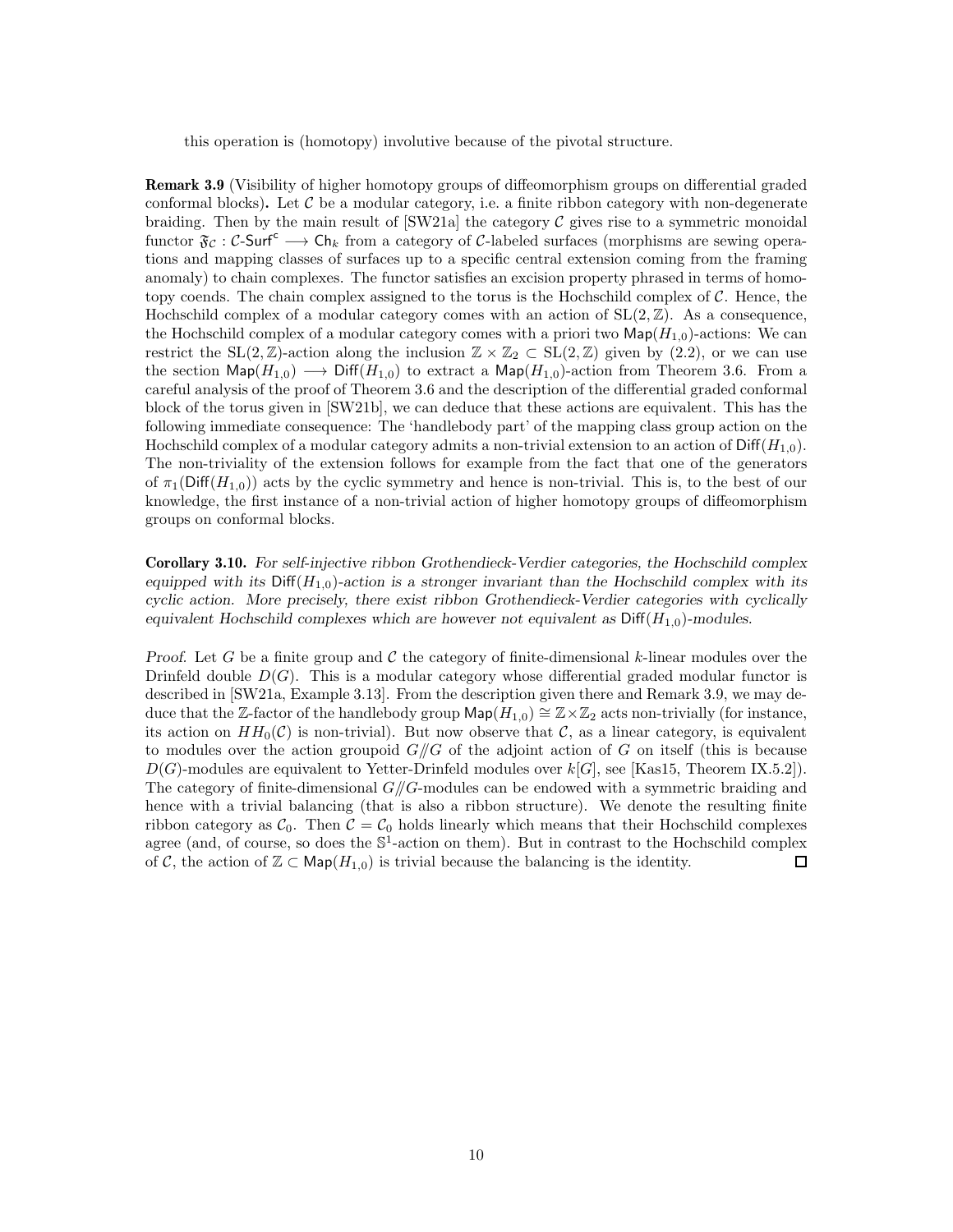this operation is (homotopy) involutive because of the pivotal structure.

**Remark 3.9** (Visibility of higher homotopy groups of diffeomorphism groups on differential graded conformal blocks)**.** Let $\mathcal{C}$ be a modular category, i.e. a finite ribbon category with non-degenerate braiding. Then by the main result of [SW21a] the category $\mathcal{C}$ gives rise to a symmetric monoidal functor $\mathfrak{F}_\mathcal{C} : \mathcal{C}\text{-}\mathsf{Surf}^\mathsf{c} \longrightarrow \mathsf{Ch}_k$ from a category of $\mathcal{C}$-labeled surfaces (morphisms are sewing operations and mapping classes of surfaces up to a specific central extension coming from the framing anomaly) to chain complexes. The functor satisfies an excision property phrased in terms of homotopy coends. The chain complex assigned to the torus is the Hochschild complex of $\mathcal{C}$. Hence, the Hochschild complex of a modular category comes with an action of $\mathrm{SL}(2,\mathbb{Z})$. As a consequence, the Hochschild complex of a modular category comes with a priori two $\mathsf{Map}(H_{1,0})$-actions: We can restrict the $\mathrm{SL}(2,\mathbb{Z})$-action along the inclusion $\mathbb{Z}\times\mathbb{Z}_2 \subset \mathrm{SL}(2,\mathbb{Z})$ given by (2.2), or we can use the section $\mathsf{Map}(H_{1,0}) \longrightarrow \mathsf{Diff}(H_{1,0})$ to extract a $\mathsf{Map}(H_{1,0})$-action from Theorem 3.6. From a careful analysis of the proof of Theorem 3.6 and the description of the differential graded conformal block of the torus given in [SW21b], we can deduce that these actions are equivalent. This has the following immediate consequence: The 'handlebody part' of the mapping class group action on the Hochschild complex of a modular category admits a non-trivial extension to an action of $\mathsf{Diff}(H_{1,0})$. The non-triviality of the extension follows for example from the fact that one of the generators of $\pi_1(\mathsf{Diff}(H_{1,0}))$ acts by the cyclic symmetry and hence is non-trivial. This is, to the best of our knowledge, the first instance of a non-trivial action of higher homotopy groups of diffeomorphism groups on conformal blocks.

**Corollary 3.10.** *For self-injective ribbon Grothendieck-Verdier categories, the Hochschild complex equipped with its $\mathsf{Diff}(H_{1,0})$-action is a stronger invariant than the Hochschild complex with its cyclic action. More precisely, there exist ribbon Grothendieck-Verdier categories with cyclically equivalent Hochschild complexes which are however not equivalent as $\mathsf{Diff}(H_{1,0})$-modules.*

*Proof.* Let $G$ be a finite group and $\mathcal{C}$ the category of finite-dimensional $k$-linear modules over the Drinfeld double $D(G)$. This is a modular category whose differential graded modular functor is described in [SW21a, Example 3.13]. From the description given there and Remark 3.9, we may deduce that the $\mathbb{Z}$-factor of the handlebody group $\mathsf{Map}(H_{1,0}) \cong \mathbb{Z}\times\mathbb{Z}_2$ acts non-trivially (for instance, its action on $HH_0(\mathcal{C})$ is non-trivial). But now observe that $\mathcal{C}$, as a linear category, is equivalent to modules over the action groupoid $G/\!\!/G$ of the adjoint action of $G$ on itself (this is because $D(G)$-modules are equivalent to Yetter-Drinfeld modules over $k[G]$, see [Kas15, Theorem IX.5.2]). The category of finite-dimensional $G/\!\!/G$-modules can be endowed with a symmetric braiding and hence with a trivial balancing (that is also a ribbon structure). We denote the resulting finite ribbon category as $\mathcal{C}_0$. Then $\mathcal{C} = \mathcal{C}_0$ holds linearly which means that their Hochschild complexes agree (and, of course, so does the $\mathbb{S}^1$-action on them). But in contrast to the Hochschild complex of $\mathcal{C}$, the action of $\mathbb{Z} \subset \mathsf{Map}(H_{1,0})$ is trivial because the balancing is the identity. $\square$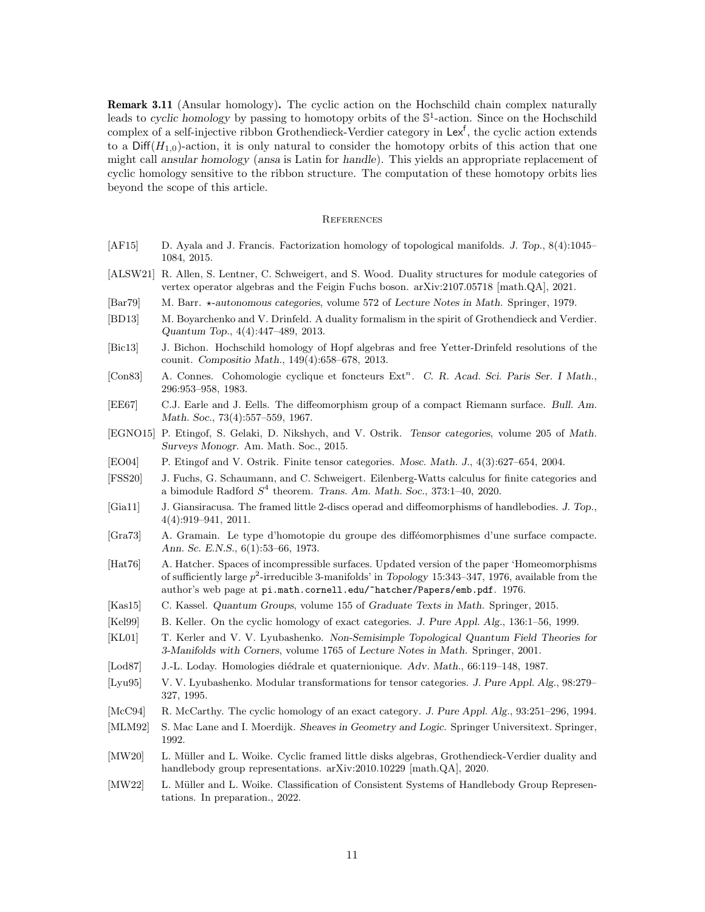**Remark 3.11** (Ansular homology)**.** The cyclic action on the Hochschild chain complex naturally leads to *cyclic homology* by passing to homotopy orbits of the $\mathbb{S}^1$-action. Since on the Hochschild complex of a self-injective ribbon Grothendieck-Verdier category in $\mathsf{Lex}^\mathsf{f}$, the cyclic action extends to a $\mathsf{Diff}(H_{1,0})$-action, it is only natural to consider the homotopy orbits of this action that one might call *ansular homology* (*ansa* is Latin for *handle*). This yields an appropriate replacement of cyclic homology sensitive to the ribbon structure. The computation of these homotopy orbits lies beyond the scope of this article.

## References

[AF15] D. Ayala and J. Francis. Factorization homology of topological manifolds. *J. Top.*, 8(4):1045–1084, 2015.

[ALSW21] R. Allen, S. Lentner, C. Schweigert, and S. Wood. Duality structures for module categories of vertex operator algebras and the Feigin Fuchs boson. arXiv:2107.05718 [math.QA], 2021.

[Bar79] M. Barr. *$\star$-autonomous categories*, volume 572 of *Lecture Notes in Math.* Springer, 1979.

[BD13] M. Boyarchenko and V. Drinfeld. A duality formalism in the spirit of Grothendieck and Verdier. *Quantum Top.*, 4(4):447–489, 2013.

[Bic13] J. Bichon. Hochschild homology of Hopf algebras and free Yetter-Drinfeld resolutions of the counit. *Compositio Math.*, 149(4):658–678, 2013.

[Con83] A. Connes. Cohomologie cyclique et foncteurs $\mathrm{Ext}^n$. *C. R. Acad. Sci. Paris Ser. I Math.*, 296:953–958, 1983.

[EE67] C.J. Earle and J. Eells. The diffeomorphism group of a compact Riemann surface. *Bull. Am. Math. Soc.*, 73(4):557–559, 1967.

[EGNO15] P. Etingof, S. Gelaki, D. Nikshych, and V. Ostrik. *Tensor categories*, volume 205 of *Math. Surveys Monogr.* Am. Math. Soc., 2015.

[EO04] P. Etingof and V. Ostrik. Finite tensor categories. *Mosc. Math. J.*, 4(3):627–654, 2004.

[FSS20] J. Fuchs, G. Schaumann, and C. Schweigert. Eilenberg-Watts calculus for finite categories and a bimodule Radford $S^4$ theorem. *Trans. Am. Math. Soc.*, 373:1–40, 2020.

[Gia11] J. Giansiracusa. The framed little 2-discs operad and diffeomorphisms of handlebodies. *J. Top.*, 4(4):919–941, 2011.

[Gra73] A. Gramain. Le type d'homotopie du groupe des difféomorphismes d'une surface compacte. *Ann. Sc. E.N.S.*, 6(1):53–66, 1973.

[Hat76] A. Hatcher. Spaces of incompressible surfaces. Updated version of the paper 'Homeomorphisms of sufficiently large $p^2$-irreducible 3-manifolds' in *Topology* 15:343–347, 1976, available from the author's web page at pi.math.cornell.edu/~hatcher/Papers/emb.pdf. 1976.

[Kas15] C. Kassel. *Quantum Groups*, volume 155 of *Graduate Texts in Math.* Springer, 2015.

[Kel99] B. Keller. On the cyclic homology of exact categories. *J. Pure Appl. Alg.*, 136:1–56, 1999.

[KL01] T. Kerler and V. V. Lyubashenko. *Non-Semisimple Topological Quantum Field Theories for 3-Manifolds with Corners*, volume 1765 of *Lecture Notes in Math.* Springer, 2001.

[Lod87] J.-L. Loday. Homologies diédrale et quaternionique. *Adv. Math.*, 66:119–148, 1987.

[Lyu95] V. V. Lyubashenko. Modular transformations for tensor categories. *J. Pure Appl. Alg.*, 98:279–327, 1995.

[McC94] R. McCarthy. The cyclic homology of an exact category. *J. Pure Appl. Alg.*, 93:251–296, 1994.

[MLM92] S. Mac Lane and I. Moerdijk. *Sheaves in Geometry and Logic.* Springer Universitext. Springer, 1992.

[MW20] L. Müller and L. Woike. Cyclic framed little disks algebras, Grothendieck-Verdier duality and handlebody group representations. arXiv:2010.10229 [math.QA], 2020.

[MW22] L. Müller and L. Woike. Classification of Consistent Systems of Handlebody Group Representations. In preparation., 2022.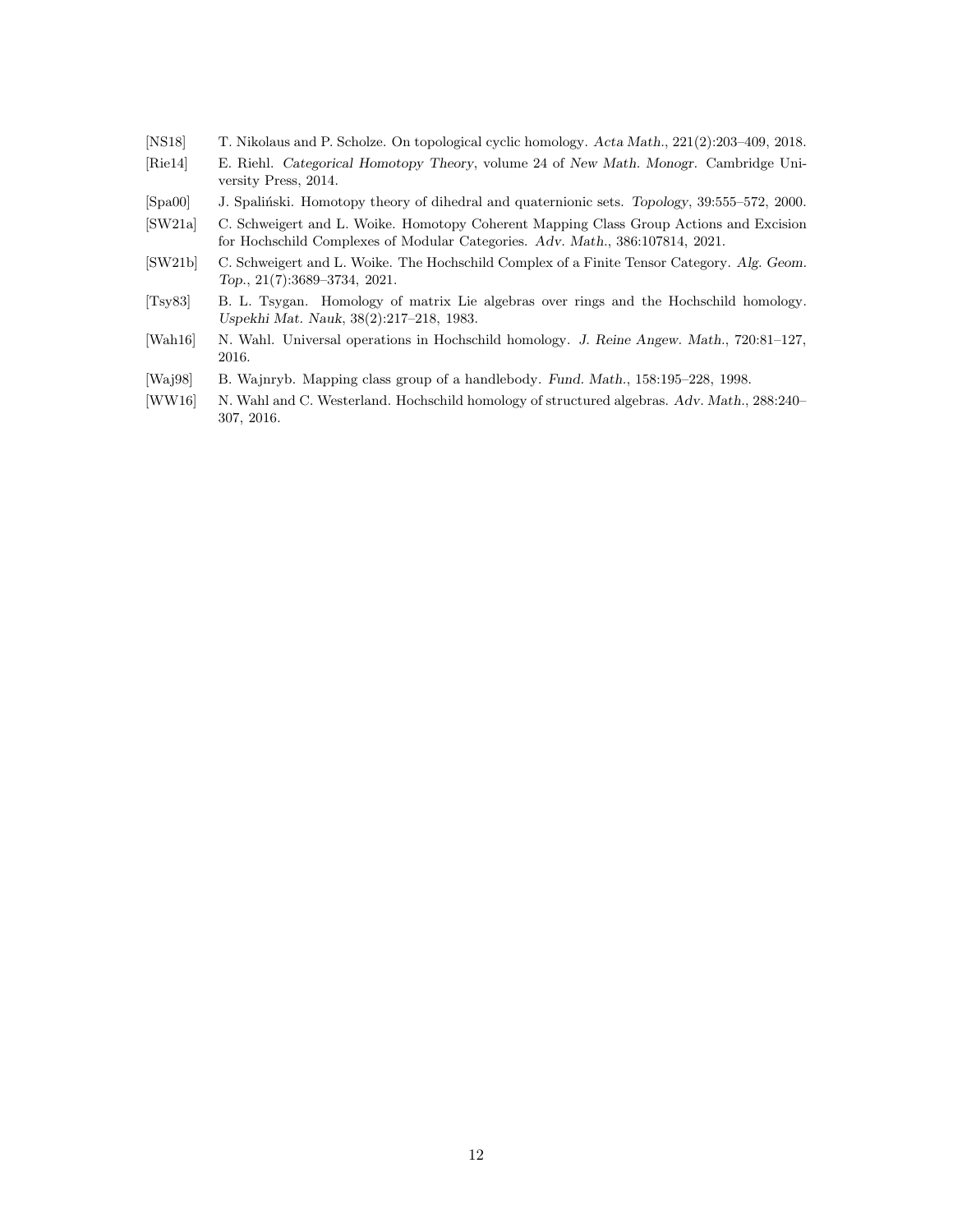[NS18] T. Nikolaus and P. Scholze. On topological cyclic homology. *Acta Math.*, 221(2):203–409, 2018.

[Rie14] E. Riehl. *Categorical Homotopy Theory*, volume 24 of *New Math. Monogr.* Cambridge University Press, 2014.

[Spa00] J. Spaliński. Homotopy theory of dihedral and quaternionic sets. *Topology*, 39:555–572, 2000.

[SW21a] C. Schweigert and L. Woike. Homotopy Coherent Mapping Class Group Actions and Excision for Hochschild Complexes of Modular Categories. *Adv. Math.*, 386:107814, 2021.

[SW21b] C. Schweigert and L. Woike. The Hochschild Complex of a Finite Tensor Category. *Alg. Geom. Top.*, 21(7):3689–3734, 2021.

[Tsy83] B. L. Tsygan. Homology of matrix Lie algebras over rings and the Hochschild homology. *Uspekhi Mat. Nauk*, 38(2):217–218, 1983.

[Wah16] N. Wahl. Universal operations in Hochschild homology. *J. Reine Angew. Math.*, 720:81–127, 2016.

[Waj98] B. Wajnryb. Mapping class group of a handlebody. *Fund. Math.*, 158:195–228, 1998.

[WW16] N. Wahl and C. Westerland. Hochschild homology of structured algebras. *Adv. Math.*, 288:240–307, 2016.